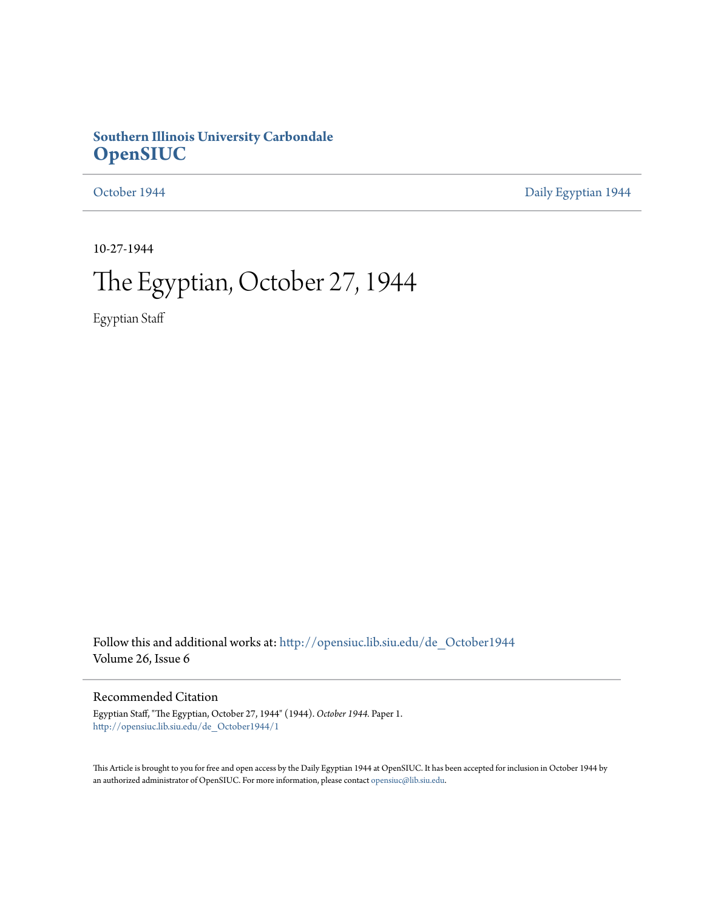**Southern Illinois University Carbondale**
**OpenSIUC**

October 1944 | Daily Egyptian 1944

10-27-1944

# The Egyptian, October 27, 1944

Egyptian Staff

Follow this and additional works at: http://opensiuc.lib.siu.edu/de_October1944
Volume 26, Issue 6

## Recommended Citation

Egyptian Staff, "The Egyptian, October 27, 1944" (1944). *October 1944.* Paper 1.
http://opensiuc.lib.siu.edu/de_October1944/1

This Article is brought to you for free and open access by the Daily Egyptian 1944 at OpenSIUC. It has been accepted for inclusion in October 1944 by an authorized administrator of OpenSIUC. For more information, please contact opensiuc@lib.siu.edu.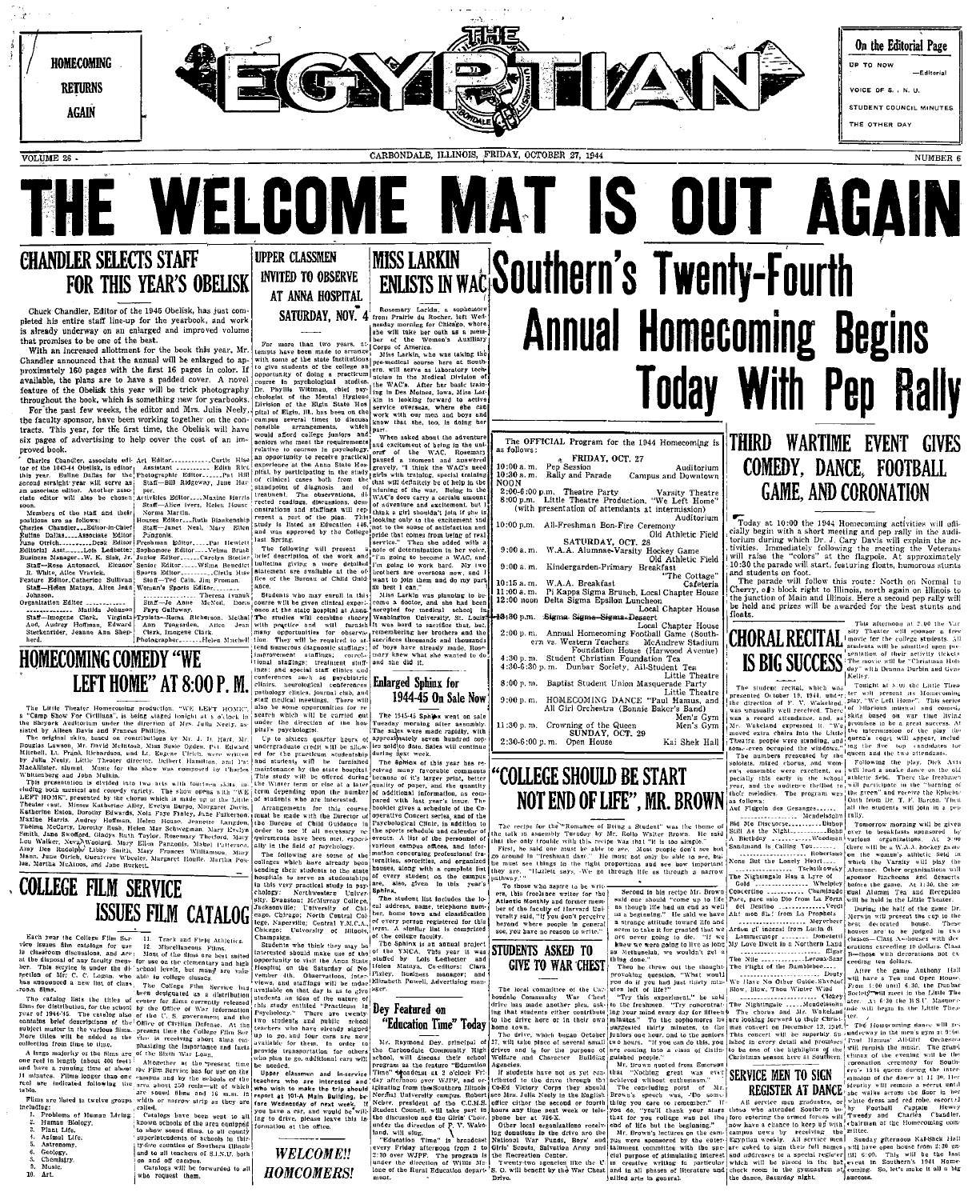HOMECOMING RETURNS AGAIN

# THE EGYPTIAN

**On the Editorial Page**

UP TO NOW —Editorial

VOICE OF S. I. N. U.

STUDENT COUNCIL MINUTES

THE OTHER DAY

VOLUME 26 — CARBONDALE, ILLINOIS, FRIDAY, OCTOBER 27, 1944 — NUMBER 6

# THE WELCOME MAT IS OUT AGAIN

## CHANDLER SELECTS STAFF FOR THIS YEAR'S OBELISK

Chuck Chandler, Editor of the 1945 Obelisk, has just completed his entire staff line-up for the yearbook, and work is already underway on an enlarged and improved volume that promises to be one of the best.

With an increased allottment for the book this year, Mr. Chandler announced that the annual will be enlarged to approximately 160 pages with the first 16 pages in color. If available, the plans are to have a padded cover. A novel feature of the Obelisk this year will be trick photography throughout the book, which is something new for yearbooks.

For the past few weeks, the editor and Mrs. Julia Neely, the faculty sponsor, have been working together on the contracts. This year, for the first time, the Obelisk will have six pages of advertising to help over the cost of an improved book.

Charles Chandler, associate editor of the 1943-44 Obelisk, is editor this year. Euline Dallas, for the second straight year will serve as an associate editor. Another associate editor will also be chosen soon.

Members of the staff and their positions are as follows:

Charles Chandler....Editor-in-Chief
Euline Dallas.........Associate Editor
June Otrich..................Desk Editor
Editorial Asst.........Lois Ledbetter
Business Manager...W. K. Sisk, Jr.
Staff—Rose Antonacci, Eleanor R. White, Alice Vravick.
Feature Editor..Catherine Sullivan
Staff—Helen Matsya, Alice Jean Johnson.
Organization Editor ...............Matilda Johnson
Staff—Imogene Clark, Virginia Aud, Audrey Hoffman, Edward Steckenrider, Jeanne Ann Shepherd.
Art Editor.......................Curtis Rice
Assistant......................Edith Rice
Photographic Editor...........Pat Hill
Staff—Bill Ridgeway, Jane Harper.
Activities Editor......Maxine Harris
Staff—Alice Ivers, Helen House, Norma Martin.
Houses Editor.....Ruth Blankenship
Staff—Janet Neal, Mary Ellen Panzonis.
Freshman Editor..........Pat Hewlett
Sophomore Editor........Velma Brust
Junior Editor.........Carolyn Stotlar
Senior Editor...........Wilma Benedict
Sports Editor..............Cletis Hise
Staff—Ted Cain, Jim Froman.
Woman's Sports Editor..............Theresa Ivanuk
Staff—Jo Anne McNeil, Dora Faye Galloway.
Typists—Roma Richerson, Mabel Ann Piepgenbrink, Alice Jean Clark, Imogene Clark.
Photographer..............Helen Mitchell

## HOMECOMING COMEDY "WE LEFT HOME" AT 8:00 P. M.

The Little Theater Homecoming production, "WE LEFT HOME", a "Camp Show For Civilians", is being staged tonight at 8 o'clock in the Shryock Auditorium under the direction of Mrs. Julia Neely, assisted by Aileen Davis and Frances Phillips.

The original skits, based on contributions by Mr. J. H. Hart, Mr. Douglas Lawson, Mr. David McIntosh, Miss Susie Ogden, Pvt. Edward Mitchell, Lt. Frank Richardson, and Lt. Eugene Ulrich, were written for the program by Julia Neely, Little Theater director, Robert Hamilton, and Pat MacAllister, alumni. Music for the show was composed by Charles Whittenberg and John Malkin.

This presentation is divided into two acts with fourteen skits including both musical and comedy variety. The show opens with "WE LEFT HOME", presented by the chorus which is made up of the Little Theater cast, Misses Katherine Alley, Evelyn Burpo, Margaret Davis, Katherine Eaton, Dorothy Edwards, Nola Faye Finley, June Fulkerson, Maxine Harris, Audrey Hoffman, Helen House, Jeanette Langdon, Thelma McCarty, Dorothy Rush, Helen Mae Schwegman, Mary Evelyn Smith, Jane Swofford, Gladys Ruth Taylor, Rosemary Thurlwell, Mary Lou Walker, Neva Woolard, Mary Ellen Panzonis, Mabel Patterson, Amy Dee Rudolph, Libby Smith, Mary Frances Williamson, Mary Mann, June Otrich, Guenivere Wheeler, Margaret Houlle, Martha Powles, Martha McAdoos, and Jane Burkett.

## COLLEGE FILM SERVICE ISSUES FILM CATALOG

Each year the College Film Service issues film catalogs for use in classroom discussions, and are at the disposal of any faculty member. This service is under the direction of Mr. C. C. Logan, who has announced a new list of class-room films.

The catalog lists the titles of films for distribution, for the school year of 1944-45. The catalog also contains brief descriptions of the subject matter in the various films. More titles will be added to the collection from time to time.

A large majority of the films are one reel in length (about 400 feet) and have a running time of about 11 minutes. Films longer than one reel are indicated following the table.

Films are listed in twelve groups including:

1. Problems of Human Living.
2. Human Biology.
3. Plant Life.
4. Animal Life.
5. Astronomy.
6. Geology.
7. Chemistry.
8. Music.
9. Art.
10. Art.
11. Track and Field Athletics.
12. Miscellaneous Films.

Most of the films are best suited for use on the elementary and high school levels, but many are valuable in college classes.

The College Film Service has been designated as a distribution center for films currently released by the Office of War Information and other U. S. government and the Office of Civilian Defense. At the present time the College Film Service is receiving short films emphasizing the importance and facts of the Sixth War Loan.

Altogether at the present time the Film Service has for use on the campus and by the schools of the area about 250 reels—all of which are sound films and 16 m.m. in width or narrow strip as they are called.

Catalogs have been sent to all known schools of the area equipped to show sound films, to all county superintendents of schools in thirty-five counties of Southern Illinois and to all teachers of S.I.N.U. both on and off campus.

Catalogs will be forwarded to all who request them.

## UPPER CLASSMEN INVITED TO OBSERVE AT ANNA HOSPITAL SATURDAY, NOV. 4

For more than two years, attempts have been made to arrange with some of the state institutions to give students of the college an opportunity of doing a practicum course in psychological studies. Dr. Phyllis Wittman, chief psychologist of the Mental Hygiene Division of the Elgin State Hospital of Elgin, Ill., has been on the campus several times to discuss possible arrangements, which would afford college juniors and seniors who meet the requirements an opportunity to receive a practical experience at the Anna State Hospital. By participating in the study of clinical cases both from the standpoint of diagnosis and of treatment. The observations, directed readings, discussions, demonstrations and staffings will represent a part of the plan. This study is listed as Education 448, and was approved by the College last Spring.

The following will present a brief description of the work and bulletins giving a more detailed statement are available at the office of the Bureau of Child Guidance.

Students who may enroll in this course will be given clinical experience at the state hospital at Anna. The studies will combine theory with practice and will furnish many opportunities for observation. They will be required to attend numerous diagnostic staffings, improvement staffings; correlational staffings; treatment staffings; and special staff clinics and conferences such as psychiatric clinics, neurological conferences, pathology clinics, journal club, and staff medical meetings. There will also be some opportunities for research which will be carried out under the direction of the hospital's psychologist.

Up to sixteen quarter hours of undergraduate credit will be offered for the practicum studentship and students will be furnished maintenance by the state hospital. This study will be offered during the Winter term or else at a later term depending upon the number of students who are interested.

Arrangements for this course must be made with the Director of the Bureau of Child Guidance in order to see if all necessary requirements have been met especially in the field of psychology.

The following are some of the colleges which have already been sending their students to the state hospitals to serve as studentships in this very practical study in psychology: Northwestern University, Evanston; McMurray College, Jacksonville; University of Chicago, Chicago; North Central College, Naperville; Central Y.M.C.A., Chicago; University of Illinois, Champaign.

Students who think they may be interested should make use of the opportunity to visit the Anna State Hospital on the Saturday of November 4th. Observations, interviews, and staffings will be made available on that day is as to give students an idea of the nature of this study entitled "Practicum in Psychology." There are twenty-two students and public school teachers who have already signed up to go, and four cars are now available for them. In order to provide transportation for others who plan to go, additional cars will be needed.

Upper classmen and in-service teachers who are interested and who wish to make the trip should report at 101-A Main Building before Wednesday of next week. If you have a car, and would be willing to drive, please leave this information at the office.

### WELCOME!! HOMECOMERS!

## MISS LARKIN ENLISTS IN WAC

Rosemary Larkin, a sophomore from Prairie du Rocher, left Wednesday morning for Chicago, where she will take her oath as a member of the Women's Auxiliary Corps of America.

Miss Larkin, who was taking the pre-medical course here at Southern, will serve as laboratory technician in the Medical Division of the WAC's. After her basic training in Des Moines, Iowa, Miss Larkin is looking forward to active service overseas, where she can work with our men and boys and know that she, too, is doing her part.

When asked about the adventure and excitement of being in the uniform of the WAC, Rosemary paused a moment and answered gravely, "I think the WAC's need girls with training, special training that will definitely be of help in the winning of the war. Being in the WAC's does carry a certain amount of adventure and excitement, but I think a girl shouldn't join if she is looking only to the excitement and not to the sense of satisfaction and pride that comes from being of real service." Then she added with a note of determination in her voice, "I'm going to become a WAC, and I'm going to work hard. My two brothers are overseas now, and I want to join them and do my part as best I can."

Miss Larkin was planning to become a doctor, and she had been accepted for medical school in Washington University, St. Louis. It was hard to sacrifice that, but remembering her brothers and the sacrifices thousands and thousands of boys have already made, Rosemary knew what she wanted to do and she did it.

## Enlarged Sphinx for 1944-45 On Sale Now

The 1945-45 Sphinx went on sale Tuesday morning after assembly. The sales were made rapidly, with approximately seven hundred copies sold to date. Sales will continue during next week.

The Sphinx of this year has received many favorable comments because of it's larger print, better quality of paper, and the quantity of additional information, as compared with last year's issue. The booklet gives a schedule of the Cooperative Concert series, and of the Psychological Clinic, in addition to the sports schedule and calendar of events. A list of the personnel of various campus offices, and information concerning professional fraternities, sororities, and organized houses, along with a complete list of every student on the campus are, also, given in this year's Sphinx.

The student list includes the local address, name, telephone number, home town and classification of every person registered for this year. A similar list is comprised of the faculty members.

The Sphinx is an annual project of the Y.M.C.A. This year it was staffed by Lois Ledbetter and Helen Matsya, Co-editors; Clara Finley, Business manager; and Elizabeth Powell, Advertising manager.

## Dey Featured on "Education Time" Today

Mr. Raymond Dey, principal of the Carbondale Community High school, will discuss their school program as the feature "Education Time" broadcast at 2 o'clock Friday afternoon over WJPF, and originating from the Southern Illinois Normal University campus. Robert Neher, president of the C.C.H.S. Student Council, will take part in the discussion and the Girls' Chorus, under the direction of F. V. Wakeland, will sing.

"Education Time" is broadcast every Friday afternoon from 2 to 2:30 over WJPF. The program is under the direction of Willis Malone of the Rural Education department.

# Southern's Twenty-Fourth Annual Homecoming Begins Today With Pep Rally

The OFFICIAL Program for the 1944 Homecoming is as follows:

**FRIDAY, OCT. 27**

| Time | Event | Place |
|---|---|---|
| 10:00 a. m. | Pep Session | Auditorium |
| 10:30 a. m. | Rally and Parade | Campus and Downtown |
| NOON | | |
| 2:00-6:00 p.m. | Theatre Party | Varsity Theatre |
| 8:00 p.m. | Little Theatre Production, "We Left Home" (with presentation of attendants at intermission) | Auditorium |
| 10:00 p.m. | All-Freshman Bon-Fire Ceremony | Old Athletic Field |

**SATURDAY, OCT. 28**

| Time | Event | Place |
|---|---|---|
| 9:00 a. m. | W.A.A. Alumnae-Varsity Hockey Game | Old Athletic Field |
| 9:00 a. m. | Kindergarden-Primary Breakfast | "The Cottage" |
| 10:15 a. m. | W.A.A. Breakfast | Cafeteria |
| 11:00 a. m. | Pi Kappa Sigma Brunch, Local Chapter House | |
| 12:00 noon | Delta Sigma Epsilon Luncheon | Local Chapter House |
| ~~12:30 p.m.~~ | ~~Sigma Sigma Sigma Dessert~~ | Local Chapter House |
| 2:00 p.m. | Annual Homecoming Football Game (Southern vs. Western Teachers) | McAndrew Stadium |
| | Foundation House (Harwood Avenue) | |
| 4:30 p.m. | Student Christian Foundation Tea | |
| 4:30-6:30 p.m. | Dunbar Society, All-Student Tea | Little Theatre |
| 8:00 p.m. | Baptist Student Union Masquerade Party | Little Theatre |
| 9:00 p.m. | HOMECOMING DANCE "Paul Hamus, and All Girl Orchestra (Bonnie Baker's Band)" | Men's Gym |
| 11:30 p.m. | Crowning of the Queen | Men's Gym |

**SUNDAY, OCT. 29**

| Time | Event | Place |
|---|---|---|
| 2:30-6:00 p.m. | Open House | Kai Shek Hall |

## "COLLEGE SHOULD BE START NOT END OF LIFE", MR. BROWN

The recipe for the "Romance of Being a Student" was the theme of the talk in assembly Tuesday by Mr. Rollo Walter Brown. He said that the only trouble with this recipe was that "it is too simple."

First, he said one must not be afraid of living. Most people don't see but go around in "freshman daze." He must not only be able to see, but he must see things in the right proportions and see how important they are. "Hazlett says, 'We go through life as through a narrow pathway.'"

To those who aspire to be writers, this freelance writer for the Atlantic Monthly and former member of the faculty of Harvard University said, "If you don't perceive beyond where people in general see, you have no reason to write."

Second in his recipe Mr. Brown said one should "come up to life as though life had an end as well as a beginning." He said we have a strange attitude toward life and seem to take it for granted that we are never going to die. "If we knew we were going to live as long as Methuselah, we wouldn't get a thing done."

Then he threw out the thought-provoking question, "What would you do if you had just thirty minutes left of life?"

"Try this experiment," he said to the freshmen. "Try concentrating your mind every day for fifteen minutes." To the sophomores he suggested thirty minutes, to the juniors one hour, and to the seniors two hours. "If you can do this, you can jump into a class of distinguished people."

Mr. Brown quoted from Emerson that "Nothing great was ever achieved without enthusiasm."

The concluding point of Mr. Brown's speech was, "Do something you care to remember." If you do, "you'll thank your stars that for you college was not the end of life but the beginning."

Mr. Brown's lectures on the campus were sponsored by the entertainment committee with the special purpose of presenting interest in creative writing in particular and in all phases of literature and allied arts in general.

## STUDENTS ASKED TO GIVE TO WAR CHEST

The local committee of the Carbondale Community War Chest drive has made another plea, asking that students either contribute to the drive here or in their own home town.

The drive, which began October 17, will take place of several small drives and is for the purpose of Welfare and Character Building Agencies.

If students have not as yet contributed to the drive through the Co-Ed Victory Corps they should see Mrs. Julia Neely in the English office either the second or fourth hours any time next week or telephone her at 726-X.

Other local organizations receiving donations in the drive are the National War Fund, Boys' and Girls' Scouts, Salvation Army and the Recreation Center.

Twenty-two agencies like the U. S. O. will benefit by the War Chest Drive.

## THIRD WARTIME EVENT GIVES COMEDY, DANCE, FOOTBALL GAME, AND CORONATION

Today at 10:00 the 1944 Homecoming activities will officially begin with a short meeting and pep rally in the auditorium during which Dr. J. Cary Davis will explain the activities. Immediately following the meeting the Veterans will raise the "colors" at the flagpole. At approximately 10:30 the parade will start, featuring floats, humorous stunts and students on foot.

The parade will follow this route: North on Normal to Cherry, a block right to Illinois, north again on Illinois to the junction of Main and Illinois. Here a second pep rally will be held and prizes will be awarded for the best stunts and floats.

This afternoon at 2:00 the Varsity Theater will sponsor a free movie for the college students. All students will be admitted upon presentation of their activity tickets. The movie will be "Christmas Holiday" with Deanna Durbin and Gene Kelley.

Tonight at 8:00 the Little Theater will present its Homecoming play, "We Left Home". This series of hilarious musical and comedy skits based on war time living promises to be a great success. At the intermission of the play the queen's court will appear, including the five top candidates for queen and the two attendants.

Following the play, Dick Arts will lead a snake dance on the old athletic field. There the freshmen will participate in the "burning of the green" and receive the Upheaval Oath from Dr. T. F. Barton. Then all the students will join in a pep rally.

Tomorrow morning will be given over to breakfasts sponsored by various organizations. At 9:00 there will be a W.A.A. hockey game on the women's athletic field in which the Varsity will play the Alumnae. Other organizations will sponsor luncheons and desserts before the game. At 1:30, the annual Alumni Tea and Reception will be held in the Little Theater.

During the half of the game Dr. Merwin will present the cup to the best decorated house. These houses are to be judged in two classes—Class A—houses with decorations exceeding 10 dollars. Class B—those with decorations not exceeding ten dollars.

After the game Anthony Hall will have a Tea and Open House from 4:00 until 6:30, the Dunbar Society will meet in the Little Theater. At 6:30 the B.S.U. Masquerade will begin in the Little Theater.

The Homecoming dance will get underway in the men's gym at 9:00. Paul Hamus' All-Girl Orchestra will furnish the music. The grand climax of the evening will be the coronation ceremony for Southern's 1944 queen during the intermission of the dance at 11:30. Her identity will remain a secret until she walks across the floor in her white dress and red robe, escorted by Football Captain Harvey Tweedy and Charles Chandler, chairman of the Homecoming committee.

Sunday afternoon Kai-Shek Hall will have open house from 2:30 until 6:00. This will be the last event in Southern's 1944 Homecoming. So let's make it all a big success.

## CHORAL RECITAL IS BIG SUCCESS

The student recital, which was presented October 19, 1944, under the direction of F. V. Wakeland, was unusually well received. There was a record attendance, and as Mr. Wakeland expressed it, "We moved extra chairs into the Little Theatre, people were standing, and some—even occupied the windows."

The numbers presented by the soloists, mixed chorus, and women's ensemble were excellent, especially this early in the school year, and the audience thrilled to their melodies. The program was as follows:

Auf Flügeln des Gesanges.........Mendelssohn
Bid Me Discourse...........................Bishop
Still As the Night.............................Bohm
A Birthday ..................................Woodman
Sandmand Is Calling You............................
None But the Lonely Heart......Tschaikowsky
The Nightingale Has a Lyre of Gold ..............................................Whelpley
Concertino ................................Chaminade
Pace, pace mio Dio from La Forza del Destino .............................................Verdi
Ah! mon fils! from Le Prophete ...................................................Meyerbeer
Ardon gl incensi from Lucia di Lammermoor ...........................Donizetti
My Love Dwelt in a Northern Land ..............................................................Elgar
The Nile..................................Leroux-Saar
The Flight of the Bumblebee.............
We Have No Other Guide..Shvedof
Blow, Blow, Thou Winter Wind ..................................................Quilter
The Nightingale .............Mendelssohn

The chorus and Mr. Wakeland are looking forward to their Christmas concert on December 13, 1944. This concert will be superbly finished in every detail and promises to be one of the highlights of the Christmas season here at Southern.

## SERVICE MEN TO SIGN REGISTER AT DANCE

All service men graduates, or those who attended Southern before entering the armed forces will now have a chance to keep up with campus news by receiving the Egyptian weekly. All service men are asked to sign their full names and addresses to a special register which will be placed in the hat check room in the gymnasium at the dance, Saturday night.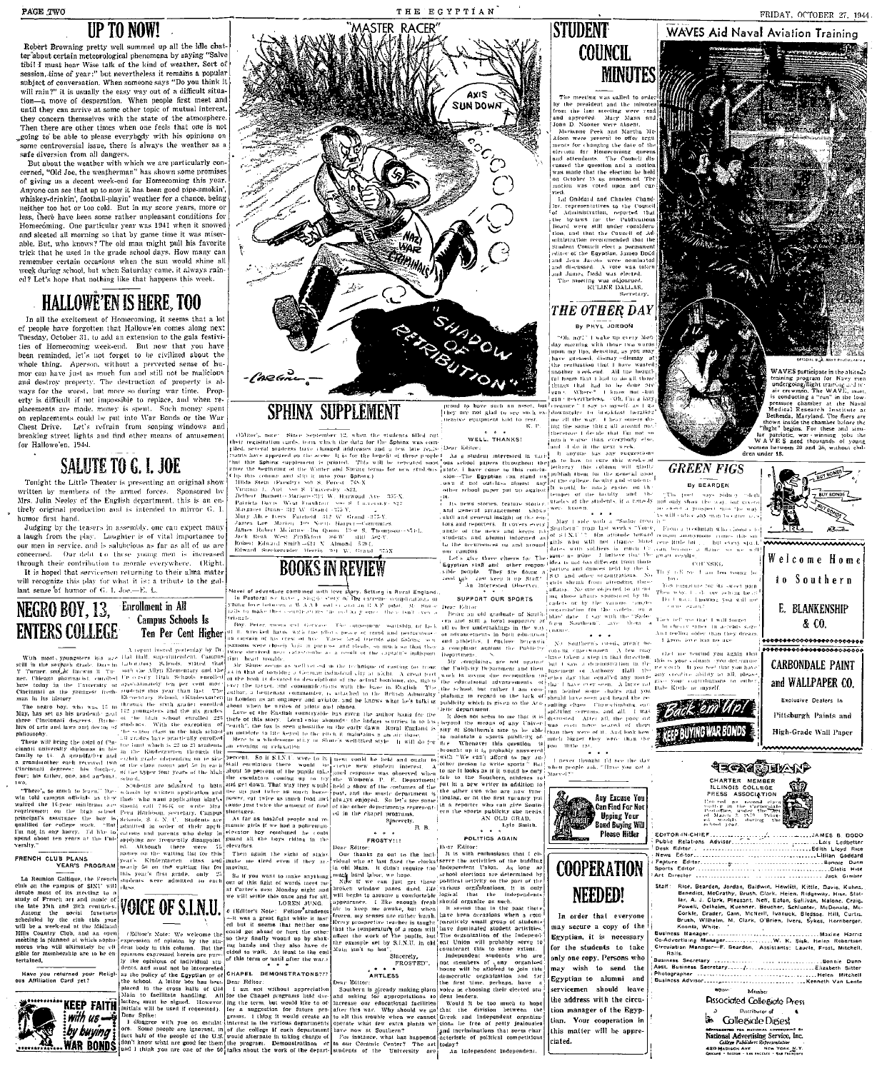# UP TO NOW!

Robert Browning pretty well summed up all the idle chatter about certain meteorological phenomena by saying "Salve tibi! I must hear Wise talk of the kind of weather, Sort of session, time of year:" but nevertheless it remains a popular subject of conversation. When someone says "Do you think it will rain?" it is usually the easy way out of a difficult situation—a move of desperation. When people first meet and until they can arrive at some other topic of mutual interest, they concern themselves with the state of the atmosphere. Then there are other times when one feels that one is not going to be able to please everybody with his opinions on some controversial issue, there is always the weather as a safe diversion from all dangers.

But about the weather with which we are particularly concerned, "Old Joe, the weatherman" has shown some promises of giving us a decent week-end for Homecoming this year. Anyone can see that up to now it has been good pipe-smokin', whiskey-drinkin', football-playin' weather for a change, being neither too hot or too cold. But in my score years, more or less, there have been some rather unpleasant conditions for Homecoming. One particular year was 1941 when it snowed and sleeted all morning so that by game time it was miserable. But, who knows? The old man might pull his favorite trick that he used in the grade school days. How many can remember certain occasions when the sun would shine all week during school, but when Saturday came, it always rained? Let's hope that nothing like that happens this week.

# HALLOWE'EN IS HERE, TOO

In all the excitement of Homecoming, it seems that a lot of people have forgotten that Hallowe'en comes along next Tuesday, October 31, to add an extension to the gala festivities of Homecoming week-end. But now that you have been reminded, let's not forget to be civilized about the whole thing. Aperson, without a perverted sense of humor can have just as much fun and still not be malicious and destroy property. The destruction of property is always for the worst, but more so during war time. Property is difficult if not impossible to replace, and when replacements are made, money is spent. Such money spent on replacements could be put into War Bonds or the War Chest Drive. Let's refrain from soaping windows and breaking street lights and find other means of amusement for Hallowe'en, 1944.

# SALUTE TO G. I. JOE

Tonight the Little Theater is presenting an original show written by members of the armed forces. Sponsored by Mrs. Julia Nesley of the English department, this is an entirely original production and is intended to mirror G. I. humor first hand.

Judging by the teasers in assembly, one can expect many a laugh from the play. Laughter is of vital importance to our men in service, and is salubrious as far as all of us are concerned. Our debt to these young men is increased through their contribution to morale everywhere. (Right.

It is hoped that servicemen returning to their alma mater will recognize this play for what it is: a tribute to the gallant sense of humor of G. I. Joe.—E. L.

# NEGRO BOY, 13, ENTERS COLLEGE

With most youngsters his age still in the seventh grade, Darwin T. Turner, son of Darwin T. Turner, Chicago pharmacist, enrolled here today in the University of Cincinnati as the youngest freshman in its history.

The negro boy, who was 13 in May, has set as his academic goal three Cincinnati degrees: Bachelors of arts and laws and doctor of philosophy.

These will bring the total of Cincinnati university diplomas in the family to 14. A grandfather and a grandmother each received two Cincinnati degrees, his mother four; his father, one, and an aunt, two.

"There's so much to learn," Darwin told campus officials as they waived the 16-year minimum age requirement on the high school principal's assurance the boy is qualified for college work. "But I'm not in any hurry. I'd like to spend about ten years at the University."

## FRENCH CLUB PLANS YEAR'S PROGRAM

La Reunion Gallique, the French club on the campus of SINU will devote most of its meeting to a study of French art and music of the late 19th and 20th centuries.

Among the social functions scheduled by the club this year will be a week-end at the Midland Hills Country Club, and an open meeting is planned at which sophomores who will ultimately be eligible for membership are to be entertained.

Have you returned your Religious Affiliation Card yet?

KEEP FAITH with us — by buying WAR BONDS

## Enrollment in All Campus Schools Is Ten Per Cent Higher

A report issued yesterday by Dr. Hal Hall, superintendent, Campus Laboratory Schools, stated that each one of the Allyn Elementary and the University High Schools enrolled approximately ten per cent more students this year than last. The Elementary School, Kindergarten through the sixth grade enrolled 142 youngsters and the six grades of the High School enrolled 225 students. With the exception of the senior class in the high school all of the classes are practically enrolled to the limit which is 22 to 25 students in the Kindergarten through the eighth grade depending on the size of the class rooms and 30 in each of the upper four years of the high school.

Students are admitted to both schools by written application and those who want application should call 7016 or write Dr. Hall, Harrison, Secretary, Campus Schools, S. I. N. U. Students are admitted in order of their applications and parents who delay in applying are frequently disappointed. Although there were 25 names on the waiting list for this year's kindergarten class and nearly 50 on the waiting list for this year's first grade, only 25 students were admitted to each class.

# VOICE OF S.I.N.U.

(Editor's Note: We welcome the expression of opinion by the student body in this column. But the opinions expressed herein are purely the opinions of individual students, and must not be interpreted as the policy of the Egyptian or of the school. A letter box has been placed in the cross halls of Old Main to facilitate handling. All letters must be signed. However initials will be used if requested).

Dear Sphinx:

I disagree with you on certain points. Some people are ignorant, in fact half of the people of the U.S. don't know what are good for them and I think you are one of the 50 percent. So it S.I.N.U. were to install escalators there would be about 50 percent of the pupils taking the escalators coming up the stairs and down. That way they would use up just twice as much horsepower, not twice as much coal because just twice the amount of food shortages.

As far as bashful people and romantic girls if we had a policeman-elevator boy combined he could guard all the boys riding in the elevators.

Then again the sight of stairs make me tired even if they are moving.

So if you want to make anything out of this fight of words meet me at Carter's next Monday night and we will settle this once and for all.

LOREN JUNG.

(Editor's Note: Fellow students it was a great fight while it lasted but it seems that neither one could get ahead or hurt the other so they finally wound up by shaking hands and they also have decided to walk. At least to the end of this term or until after the war.)

## CHAPEL DEMONSTRATONS???

Dear Editor:

I am not without appreciation for the Chapel programs held during the term, but would like to offer a suggestion for future programs. I think it would create an interest in the various departments of the college if each department would alternate in taking charge of the program. Demonstrations or talks about the work of the department could be held and might create new student interest. A good response was observed when the Women's P. E. Department held a show of the costumes of the past, and the music department is always enjoyed. So let's see some of the other departments represented in the chapel programs.

Sincerely,

R. B.

* * *

## FROSTY!!!

Dear Editor:

Our thanks go out to the individual who at last fixed the clocks in old Main. It didn't require too much hard labor, we hope.

Now if we can just get those broken window panes fixed. Life will begin to assume a comfortable appearance. I like enough fresh air to keep me awake, but when frozen, my senses are rather numb. Every prospective teacher is taught that the temperature of a room will affect the work of the pupils, but the example set by S.I.N.U. in old Main isn't so hot.

Sincerely,

FROSTED.

* * *

## ARTLESS

Dear Editor:

Southern is already making plans and asking for appropriations to increase our educational facilities after this war. Why should we go to all this trouble when we cannot operate what few extra plants we have now at Southern?

For instance, what has happened to our Ceramic Center? The art students of the University are proud to have such an asset, but they are not glad to see such expensive equipment laid to rest.

K. F.

* * *

## WELL, THANKS!

Dear Editor:

As a student interested in various school papers throughout the state I have come to this conclusion—The Egyptian can stand on its own it not outclass almost any other school paper put up against it.

Its news stories, feature stories, and general arrangement shows skill and general insight of the editors and reporters. It covers every angle of the news and keeps its students and alumni informed as to the occurrences on and around our campus.

Let's give three cheers for The Egyptian staff and other responsible people. They are doing a good job and keep it up Staff.

An Interested Observer.

* * *

## SUPPORT OUR SPORTS

Dear Editor:

Being an old graduate of Southern and still a loyal supporter of all its undertakings in the way of advancements in both education and athletics, I enclose herewith a complaint against the Publicity Department.

My complaints are not against the Publicity Department and their work in giving due recognition to the educational advancements of the school but rather I am complaining in regard to the lack of publicity which is given to the Athletic department.

It does not seem to me that it is beyond the means of any University of Southern's size to be able to maintain a sports publicity office. Whenever this question is brought up it is probably answered with "We can't afford to pay another person to write sports." But to me it looks as if it would be only fair to the Southern athletes to put in a new writer in addition to the other two who are now functioning, or at the first opening put in a reporter who can give Southern the sports publicity she needs.

AN OLD GRAD.

Lyle Smith.

* * *

## POLITICS AGAIN

Dear Editor:

It is with enthusiasm that I observe the activities of the budding Independent Union. As long as school elections are determined by political activity on the part of the various organizations, it is only logical that the independents should organize as such.

It seems that in the past there have been occasions when a comparatively small group of students have dominated student activities. The organization of the Independent Union will probably serve to counteract this to some extent.

Independent students who are not members of any organized house will be allowed to join this democratic organization and for the first time, perhaps, have a voice in choosing their elected student leaders.

Would it be too much to hope that the division between the Greek and Independent organizations be free of petty jealousies and recriminations that seem characteristic of political competitions today?

An Independent Independent.

# SPHINX SUPPLEMENT

(Editor's note: Since September 12, when the students filled out their registration cards, from which the data for the Sphinx was compiled, several students have changed addresses and a few late registrants have appeared on the scene. It is for the benefit of these people that the Sphinx supplement is printed. This will be repeated soon after the beginning of the Winter and Spring terms for new students. Clip this column and slip it into your Sphinx.)

Hilda Stein (Faculty) 808 S. Forest 748-X
Virginia L. Apel 906 S. University 832
Delbert Burnett—Marion—713 W. Harwood Ave. 337-X
Patricia Davis West Frankfort 808 S. University 822
Margaret Dunn 312 W. Grand 472-Y
Mary Alice Ayers Fairfield 312 W. Grand 375-Y
James Lee Marion 109 North Harper—Commutes
James Robert McGuire Du Quoin 1203 S. Thompson—851-L
Jack Rusk West Frankfort 306 W. Mill 502-Y
Robert Edward Smith—611 N. Almond 539-L
Edward Steckenrider Herrin 301 W. Grand 375-X

# BOOKS IN REVIEW

Novel of adventure combined with love story. Setting is Rural England.

In Pastoral we have a simple story of the extreme complications of young love between a W.A.A.F. and an R.A.F. pilot. M. Stone fails to make these complications ...

Boy, Peter, meets girl, Gervaise. The consequent courtship, or lack of it, is wrecked havoc with the pilot's peace of mind and performance as captain of his crew of six. Wing Commander, friends and fellow companions were closely knit in purpose and ideals, so much so that they threw the men into a hurricane of fire and emotions as a result of the captain's indisposition of their heart trouble.

Mr. Shute seems as well versed in the technique of casting for romance as in that of bombing a German industrial city at night. A great portion of the book is devoted to descriptions of the actual bombing, dog fights over the target, and communications with the base. An English author, a lieutenant commander, is attached to the British Admiralty as an engineer and aviator, and he knows what he's talking about when he writes of pilots and planes.

Love of the English countryside has given the author basis for the title of this story. Local color abounds, the badgers scurries to its "earth," the fox is seen ghostlike in the early dawn. Rural England is an antidote to the keyed to the pitch it maintains ... under stress. Here is a wholesome story in Shute's well-liked style. It will do for an evening of relaxation.

# STUDENT COUNCIL MINUTES

The meeting was called to order by the president and the minutes from the last meeting were read and approved. Mary Mann and Joan D. Nooner were absent.

Marianne Peek and Martha McAfoos were present to offer arguments for changing the date of the election for Homecoming queens and attendants. The Council discussed the question and a motion was made that the election be held on October 18 as announced. The motion was voted upon and carried.

Lil Goddard and Charles Chandler, representatives to the Council of Administration, reported that the by-laws to the Publications Board were still under consideration, and that the Council of Administration recommended that the Student Council elect a permanent editor of the Egyptian. James Dodd and Jean Jacobs were nominated and discussed. A vote was taken and James Dodd was elected.

The meeting was adjourned.

EULINE DALLAS,
Secretary.

# THE OTHER DAY

By PHYL JORDON

"Oh, my!" I wake up every Monday morning with those two words upon my lips, dreading, as you may have guessed, dismay — dismay at the realization that I have wasted another week-end. All the beautiful hopes that I had to do all those things that had to be done are gone. Where? I know not — but gone nevertheless. "Oh, I'm a lazy creature," I say to myself as I go downstairs to breakfast (brunch) one of the five times out of six during the same thing all around me; therefore I decide that I'm not so much worse than everybody else, and I do it the next week.

If anyone has any suggestions as to how to cure this week-end lethargy, this column will gladly publish them for the general good of the college faculty and students. It would be nice to please the tempers of the faculty and the grades of the students, if a remedy were known.

* * *

May I side with a "Sailor from Southern" (that's we know) V.(?) of S.I.N.U.? His attitude toward girls who will not change their dates with sailors is making the same an itch. I believe that the idea is not too different from those parties and dances ... held by the ... S O and other organizations. No girls shrink from attending these affairs. No one objected to dancing those affairs sponsored by the cadets or by the various campus organizations for the cadets on a "date" date. I say with the "Sailor from Southern," give them a chance!

* * *

Not Southern's coeds aren't becoming "gleewomen." A few may have taken after a bad impression but I saw a demonstration in the basement of Anthony Hall the other day that shatters any hopes that I have ever seen. A large rat ran behind some chairs and you should have seen and heard the resulting chaos. Chairs were upset, shoes scattered, screams and all. I was so impressed. After the poor rat was even more scared of them than they were of it. And look how much bigger they were than the poor little rat.

* * *

I never thought I'd see the day when people ask, "Have you got a Marvel?"

Any Excuse You Can Find For Not Upping Your Bond Buying Will Please Hitler

# COOPERATION NEEDED!

In order that everyone may secure a copy of the Egyptian, it is necessary for the students to take only one copy. Persons who may wish to send the Egyptian to alumni and servicemen should leave the address with the circulation manager of the Egyptian. Your cooperation in this matter will be appreciated.

# WAVES Aid Naval Aviation Training

WAVES participate in the altitude training program for Navy men undergoing flight training and for air crewmen. The WAVE, must, is conducting a "run" in the low pressure chamber at the Naval Medical Research Institute at Bethesda, Maryland. The flyers are shown inside the chamber before the "flight" begins. For these and similar patriotic, war-winning jobs the WAVES need thousands of young women between 20 and 36, without children under 18.

# GREEN FIGS

By BEARDEN

The poet says Sidney "didn't not only shun the way, but neither ... a single one" ...

From a freshman who's ... trying to remain anonymous comes this ...

COUNSEL

... I am too young to ...

... your column. I do ... sincerely ...

... contributions to either Dale Kirk or myself.

Back 'em Up! KEEP BUYING WAR BONDS

Welcome Home to Southern

E. BLANKENSHIP & CO.

CARBONDALE PAINT and WALLPAPER CO.

Exclusive Dealers in

Pittsburgh Paints and High-Grade Wall Paper

# EGYPTIAN

CHARTER MEMBER ILLINOIS COLLEGE PRESS ASSOCIATION

Entered as second class matter in the Carbondale Post Office under the Act of March 3, 1879. Printed weekly during the school year.

EDITOR-IN-CHIEF ... JAMES B. DODD
Public Relations Adviser ... Lois Ledbetter
Desk Editor ... Edith Lloyd Rice
News Editor ... Lillian Goddard
Feature Editor ... Bonnie Dunn
Sports Editor ... Cletis Hise
Art Director ... Jack Gimber

Staff: Rice, Bearden, Jordan, Baldwin, Hewitt, Kittle, Davis, Kuhns, Benedict, McCrathy, Brush, Clark, Helen, Ridgeway, Hise, Stotler, A. J. Clark, Pleasant, Neft, Eaton, Sullivan, Malone, Craig, Powell, Oelheim, Kuenner, Boucher, Schlueter, McDonald, McCorkle, Crader, Cain, McNeill, Ivanuck, Bledsoe, Hill, Curtis, Brush, Wilhelm, M. Clark, O'Brien, Ivers, Sykes, Hernberger, Koontz, White.

Business Manager ... Maxine Harris
Co-Advertising Manager ... W. K. Sisk, Helen Robertson
Circulation Manager—F. Bearden. Assistants: Lauris, Frost, Mitchell, Ralls.
Business Secretary ... Bonnie Dunn
Asst. Business Secretary ... Elizabeth Sitter
Photographer ... Helen Mitchell
Business Advisor ... Kenneth Van Lente

Member
Associated Collegiate Press
Distributor of
Collegiate Digest

REPRESENTED FOR NATIONAL ADVERTISING BY
National Advertising Service, Inc.
College Publishers Representative
420 MADISON AVE. NEW YORK, N.Y.
CHICAGO · BOSTON · LOS ANGELES · SAN FRANCISCO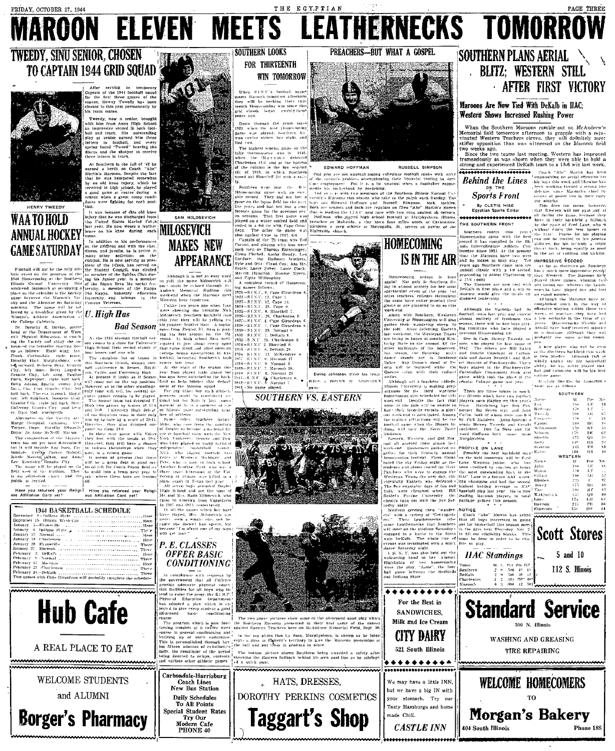# MAROON ELEVEN MEETS LEATHERNECKS TOMORROW

## TWEEDY, SINU SENIOR, CHOSEN TO CAPTAIN 1944 GRID SQUAD

HENRY TWEEDY

After serving as temporary Captain of the first three games of the season, Hewey Tweedy has been elected to this post permanently by his team mates.

Tweedy, now a senior, brought with him from Anna High School an impressive record in both football and track. His outstanding play at center earned him three letters in football, and every spring found "Tweed" hurling the discus and the shotput to receive three letters in track.

At Southern in the fall of '42 he earned a berth on Coach "Abe" Martin's Maroons. Despite the fact that he was hampered somewhat by an old knee injury, which he received in high school, he played a good game at center during a season when a great many candidates were fighting for each position.

It was because of this old knee injury that he was discharged from the United States Marine Corps last year. He now wears a leather brace on his knee during each game.

In addition to his performances on the gridiron and with the shot, discus, and javelin, he is active in many other activities on the campus. He is now serving as president of the I-Club, has served on the Student Council, was elected as member of the Sphinx Club during his junior year, is a member of the Sigma Beta Mu social fraternity, a member of the Kappa Phi Kappa, honorary education fraternity, and belongs to the Campus Veterans.

## WAA TO HOLD ANNUAL HOCKEY GAME SATURDAY

Football will not be the only athletic event on the program of the 1944 Homecoming at the Southern Illinois Normal University this weekend, inasmuch as occupying a place on the calendar is the hockey game between the Women's Varsity and the Alumnae on Saturday morning. The game will be followed by a breakfast given by the Women's Athletic Association at the College Cafeteria.

Dr. Dorothy R. Davies, acting head of the Department of Women's Physical Education, is coaching the Varsity and today she announced the tentative starting line-up as follows: Right wing, Avis Frank, Carbondale; right inner, Dorothy Hart, Murphysboro; center forward, Dolores Soyk, Granite City; left inner, Betty Loyd, Granite City; left wing, Pauline Potts, Keyesport; right half back, Betty Adams, Sparta; center half back, Cleo Flim, Granite City; left half back, Theresa Dumick, Royalton; left fullback, Imogene Gray, Granite City; right full back, Dorothy Galloway, Granite City; goal keeper, Opal Ham, Shelbyville.

Alternates on the Varsity are Marge Helmpell, Gorhman; Vera Turner, Dupo; Dorothy Edwards, Dupo; Jo Anne McNeill, Marion.

The composition of the Alumnae team has not yet been determined, but it will include Kay Bevirt, Carbondale; Evelyn Parker, Duford; Maude Mercer, Alton, and Anna Lee Moeckley, Granite City.

The game will be played on the field west of the stadium. There is no admission charge and the public is invited.

Have you returned your Religious Affiliation Card yet?

## 1944 BASKETBALL SCHEDULE

| | | |
|---|---|---|
| December 8—Indiana State | | Here |
| December 15—Illinois Wesleyan | | Here |
| January 5—Evansville | | Here |
| January 6—Indiana State | | There |
| January 13—Normal | | Here |
| January 19—Charleston | | Here |
| January 20—Evansville | | There |
| January 27—Macomb | | There |
| February 3—DeKalb | | There |
| February 9—Normal | | There |
| February 17—Macomb | | Here |
| February 23—Charleston | | There |
| February 24—DeKalb | | There |

Two games with Cape Girardeau will probably complete the schedule.

SAM MILOSEVICH

## MILOSEVICH MAKES NEW APPEARANCE

Although it is not an easy word to yell, the name Milosevich will once again be echoed through McAndrew Memorial Stadium this weekend when the Maroons meet Western here tomorrow.

Unlike two years ago when fans were cheering the versatile Nick Milosevich, Southern backfield man, this year they will be yelling for his younger brother Sam. A sophomore from Ziegler, Ill. Sam is playing his first season for the Maroons. In high school Sam participated in just about every sport that came along and after entering college began specializing in basketball, becoming Southern's high scorer last year.

At the start of the season this year Sam played right guard but has now been switched to the backfield to help bolster that department of the Maroon squad.

For any other boy such athletic prowess might be considered unusual but for Sam it just comes natural as he is a member of one of Illinois' most outstanding families of athletes.

Sam's other brothers including Mike, who rose from the sandlots of Ziegler to become a national figure in baseball today with the New York Yankees; George and Pete, who have played on many national independent basketball teams; Nick, who played football two years at Western Michigan and Pete, who is now in the backfield ... Another brother Paul, who was a three sport letterman at the University of Illinois was killed in a plane crash in Texas last year.

All seven boys attended Ziegler High School and are the sons of Mr. and Mrs. Rade Milosevich, who came to America from Yugoslavia in 1907 and 1912 respectively.

Of all the games which her boys have played, Mrs. Milosevich has never seen a single one, not because she doesn't like sports, but because "I'm afraid one of my boys will get hurt."

## U. High Has Bad Season

As the 1944 six-man football season comes to a close for University High School their record stands at four losses and one win.

The complete list of teams in this Southern Illinois six-man football conference is Sesser, Royalton, Valier, and University High. At present it looks as if Sesser will come out on the top position. However, as to the other standings only time will tell, as several decisive games remain to be played.

The Sesser team has defeated U. High two games by scores of 51-6 and 30-0. University High defeated the Royalton team in their only win up to date by a score of 39-18. However, they also dropped one game to them 13-6.

In their first game with Valier they lost with the totals at 19-0. However, they still have a chance to redeem themselves when they meet in a return game.

It seems at present that there will not be a great deal of good material left for Coach Frank Bridges to mold into a team next year for the where these boys are leaving off.

Have you returned your Religious Affiliation Card yet?

## P. E. CLASSES OFFER BASIC CONDITIONING

In compliance with requests by the government that all colleges provide adequate physical education facilities for all boys who intend to enter the army, the S.I.N.U. Physical Education Department has adopted a plan which is expected to give every student a good all-around basic conditioning course.

The program which is now functioning consists of a twelve week course in general conditioning and building up of one's endurance. This is accomplished through having fifteen minutes of calisthenics daily, the remainder of the period being devoted to relays, contests, and various other athletic games.

## SOUTHERN LOOKS FOR THIRTEENTH WIN TOMORROW

When S.I.N.U.'s football squad meets Macomb tomorrow afternoon they will be seeking their thirteenth Homecoming win since this grid classic began twenty-three years ago.

Down through the years since 1921, when the first Homecoming game was played, Southern has won twelve games, lost eight, and tied two.

The highest scoring game on the tally thermometer was in 1941, when the Maroons defeated Charleston 41-0, and at the bottom of the column is the low scoring tilt of 1933, in which Southern nosed out Shurtleff 2-0 with a safety.

Southern went into the first Homecoming game with an enviable record. They had not lost a game on the home field for the past five years and had not lost a conference game for the previous seven seasons. That first game was played on a water soaked field and ended in a 0-0 tie with Cape Girardeau. The other tie game was also against Cape in 1927, 6-6.

Captain of the '21 team was Ted Carson, and playing with him were such men as Thomas Entsminger; Glenn Fischel; Ansby Hendy; Leo Gardner; the Hoffman brothers, Nyle and Otis; Claud Cox; Asa McBrath; Larry Neber; Louie Clark; Marvin Hamilton, Monroe Myers, and Clyde Willoughby.

A complete record of Homecoming games follows:

1921—S.I.N.U. 0, Cape Girardeau 0.
1922—S.I.N.U. 17, Cape 7.
1923—S.I.N.U. 12, Cape 13.
1924—S.I.N.U. 23, Cape 0.
1925—S.I.N.U. 0, Shurtleff 7.
1926—S.I.N.U. 26, Charleston 0.
1927—S.I.N.U. 6, Cape Girardeau 6.
1928—S.I.N.U. 7, Cape Girardeau 8.
1929—S.I.N.U. 0, Cape Girardeau 0.
1930—S.I.N.U. 39, Normal 0.
1931—S.I.N.U. 0, DeKalb 6.
1932—S.I.N.U. 25, Charleston 0.
1933—S.I.N.U. 2, Shurtleff 0.
1934—S.I.N.U. 0, DeKalb 28.
1935—S.I.N.U. 13, McKendree 0.
1936—S.I.N.U. 0, Macomb 17.
1937—S.I.N.U. 0, Normal 6.
1938—S.I.N.U. 7, Macomb 20.
1939—S.I.N.U. 6, Normal 25.
1940—S.I.N.U. 26, Charleston 0.
1941—S.I.N.U. 41, Charleston 0.
1942—S.I.N.U. 0, Normal 7.
1943—No game played.

## PREACHERS—BUT WHAT A GOSPEL

EDWARD HOFFMAN — RUSSELL SIMPSON

Odd jobs are not unusual among collegiate football ranks with many of the nation's gridders strengthening their financial footing in part-time employment. But it is a bit unusual when a footballer supplements his pocketbook by preaching.

And so it is with two members of the Southern Illinois Normal University's Maroons this season who take to the pulpit each Sunday. The boys are Edward Hoffman and Russell Simpson, both tackles. Both are seniors and both are regulars on Glen "Abe" Martin's eleven that is leading the I.I.A.C. grid race with two wins against no defeats.

Hoffman, who played high school football at Murphysboro, Illinois, preaches at Makanda, a tiny town four miles south of Carbondale. Simpson, a prep athlete at Metropolis, Ill. serves as pastor of the Blairsville church.

Ewing Johnston gives his team mates a preview of tomorrow's game.

## HOMECOMING IS IN THE AIR

Homecoming season is here again! Not only is Southern flying in almost anxiety for her most spectacular event of the year, but other teachers colleges throughout the state have either greeted their alums or are planning to do so this weekend.

Along with Southern, Wesleyan University at Bloomington will also gather their wandering sheep to the fold. After defeating Eastern last week-end, the Wesleyan Titans are living in hopes of mowing Kentucky State to the ground. Of the other highlights of the homecoming this season, the Saturday night dance stands out in luminous lights. Ray Dixon's Band of Peoria will be featured while the Queens reign with their radiant smiles.

Although not a teachers college, Illinois University is making preparations for its third war-time homecoming also scheduled for this week-end. Despite the fact that some of the gals will be unable to have their favorite escorts, a glorious weekend is anticipated. Among the feature attractions will be the football game when the Illinois Indians will face the Notre Dame Irishmen.

Eastern, Western, and Old Normal all greeted their alums last weekend. Easterners gathered together for their thirtieth annual homecoming festival. Fires illuminated the sky Friday night as the students and alums rooted for their Panthers who were to engage the Wesleyan Titans the next day. Incidentally Eastern was defeated. The two enjoyable days of fun and frolic were climaxed when Bill Rehfel's Purdue University Orchestra rang out with the jive Saturday night.

Western greeted their "wanderers" with a variety of "Get-togethers". Their Leathernecks, the same Leathernecks that Southern will meet on the gridiron Saturday, engaged in a battle to the finish with DeKalb. The whole line of events was terminated with a mask dance Saturday night.

I. S. N. U. has also held out the welcoming hand to her alumni. Highlights of her homecoming were the play, "Janie", the football game between the Redbirds and Indiana State.

## SOUTHERN VS. EASTERN

The two above pictures show some of the all-around good play which the Southern Maroons presented in their first game of the season against Eastern Teachers here on McAndrew Memorial Field, Sept. 30.

In the top photo Don La Susa, Murphysboro, is shown as he intercepts a pass in Eastern's territory to give the Maroons possession of the ball and put them in position to score.

The bottom picture shows Southern being awarded a safety after throwing the Eastern fullback behind his own goal line as he attempted a quick punt.

## SOUTHERN PLANS AERIAL BLITZ; WESTERN STILL AFTER FIRST VICTORY

### Maroons Are Now Tied With DeKalb in IIAC; Western Shows Increased Rushing Power

When the Southern Maroons ramble out on McAndrew's Memorial field tomorrow afternoon to grapple with a rejuvinated Western Teachers eleven, they will definitely meet stiffer opposition than was witnessed on the Macomb field two weeks ago.

Since the two teams last meeting, Western has improved tremendously as was shown when they were able to hold a strong and experienced DeKalb team to a 13-6 win last week.

Coach "Abe" Martin has been emphasizing an aerial offensive for his boys this week and likewise has been working toward a strong line defense, since Macomb's chief offense of power lies in their rushing attacks.

This does not mean, however, that Western will not pass any at all during the game, because they have in their backfield a fullback by the name of Fred Lane, who is without doubt the best passer in the IIAC. Praise for his playing can not be limited to his passing abilities, for he is truly a triple threat back, being equally as good in the art of running and kicking.

**IMPRESSIVE RECORD**

As far as statistics go, Southern has a much more impressive record than Western. The Maroons have played three games, winning two and losing one, whereas the Leathernecks have played five and lost an equal number.

Although the Maroons have accomplished much in the way of offensive playing within these two weeks of practice, they have had a few setbacks in the form of injuries. Quarterbacks Shields and Arnold have both received injuries in scrimmage, although they will probably see some action tomorrow.

A new player who will be seen in the Southern backfield this week is Don Shields. Although Don is widely known for his basketball ability, he has never played football and tomorrow will be his first college game.

Starting line-ups for tomorrow's game are as follows:

**SOUTHERN**

| Name | Wt. | Pos. | No. |
|---|---|---|---|
| Fox | 186 | LE | 51 |
| Hoffman | 176 | LT | 68 |
| Tweedy | 206 | LG | 67 |
| Cowarden | 176 | C | 71 |
| Cabral | 164 | RG | 56 |
| Wilkinson | 170 | RT | 50 |
| Allison | 179 | RE | 62 |
| Shields | 175 | QB | 69 |
| Belty | 140 | HB | 70 |
| Stanton | 149 | FB | 53 |
| Eaton | 164 | HB | 10 |

**WESTERN**

| Name | Wt. | Pos. | No. |
|---|---|---|---|
| Jahn | 150 | LE | 55 |
| Martin | 176 | LT | 52 |
| Gillam | 156 | LG | 57 |
| Rhodes | 235 | C | 57 |
| Mowry | 177 | RG | 69 |
| Mar | 160 | RT | 60 |
| Kirkpatrick | 155 | QB | 60 |
| Lane | 175 | LH | 68 |
| Dawson | 215 | FB | 65 |
| Emerson | 150 | RH | 64 |

## Behind the Lines ON THE Sports Front

By CLETIS HISE, Egyptian Sports Editor

**THE SOUTHERN FRONT**

Southern enters this year's Homecoming game with the best record it has compiled in the Illinois Intercollegiate Athletic Conference since 1931. At the present time the Maroons have two wins and no losses in loop play. Ten years ago Southern came into the annual classic with a 4-0 record, proceeding to defeat Charleston by a 13-6 count.

The Maroons are now tied with DeKalb in first place and a win tomorrow would give the locals undisputed leadership.

Although the Maroons had no football team last year and consist almost entirely of freshmen this season, there will be five boys playing tomorrow who have played a previous Homecoming tilt.

One is Capt. Hewey Tweedy, senior, who played his first game in 1942. The others are Bill Eaton and Donald Copeland of Carbondale and James Benedict and Robert Stanton of Pinckneyville. These boys played in the Pinckneyville-Carbondale Community High school game, which took the place of the regular College game last year.

There are three towns in southern Illinois which have two football players each playing on this year's team. Harrisburg has Bob Fox, former Big Seven star, and John Carlin, both of whom were rated by Phil Maisters, Anna-Jonesboro sends Hewey Tweedy and Gerald Englehart. Don La Susa and Ed ward Hoffman both come from Murphysboro.

**PROFILE ON LANE**

Possibly the best backfield man on the field tomorrow will be Fred Lane, Western Junior, who has been credited by critics as being the most outstanding back in the IIAC. Lane is a former AAU wrestling champion and had the second highest batting average in IIAC baseball play last year. He is now leading Macomb players in total yardage gained this season.

**NOTICE**

Coach "Abe" Martin has asked that all boys interested in going out for basketball this season meet in the gym next Thursday, Nov. 2 to fill out eligibility blanks. This must be done in order to be eligible to play.

### IIAC Standings

| Team | W. | L. | Pct. | Pts. | OP. |
|---|---|---|---|---|---|
| Southern | 2 | 0 | .500 | 40 | 18 |
| DeKalb | 2 | 0 | .500 | 38 | 12 |
| Charleston | 2 | 2 | .333 | 30 | 40 |
| Macomb | 0 | 3 | .000 | 12 | 50 |

---

**Hub Cafe** — A REAL PLACE TO EAT

**Scott Stores** — 5 and 10 — 112 S. Illinois

**For the Best in SANDWICHES, Milk and Ice Cream — CITY DAIRY** — 521 South Illinois

**Standard Service** — 309 N. Illinois — WASHING AND GREASING — TIRE REPAIRING

**WELCOME STUDENTS and ALUMNI — Borger's Pharmacy**

**Carbondale-Harrisburg Coach Lines** — New Bus Station — Daily Schedules To All Points — Special Student Rates — Try Our Modern Cafe — PHONE 40

**HATS, DRESSES, DOROTHY PERKINS COSMETICS — Taggart's Shop**

We may have a little INN, but we have a big IN with your stomach. Try our Tasty Hamburgs and home made Chili. **CASTLE INN**

**WELCOME HOMECOMERS TO Morgan's Bakery** — 404 South Illinois — Phone 188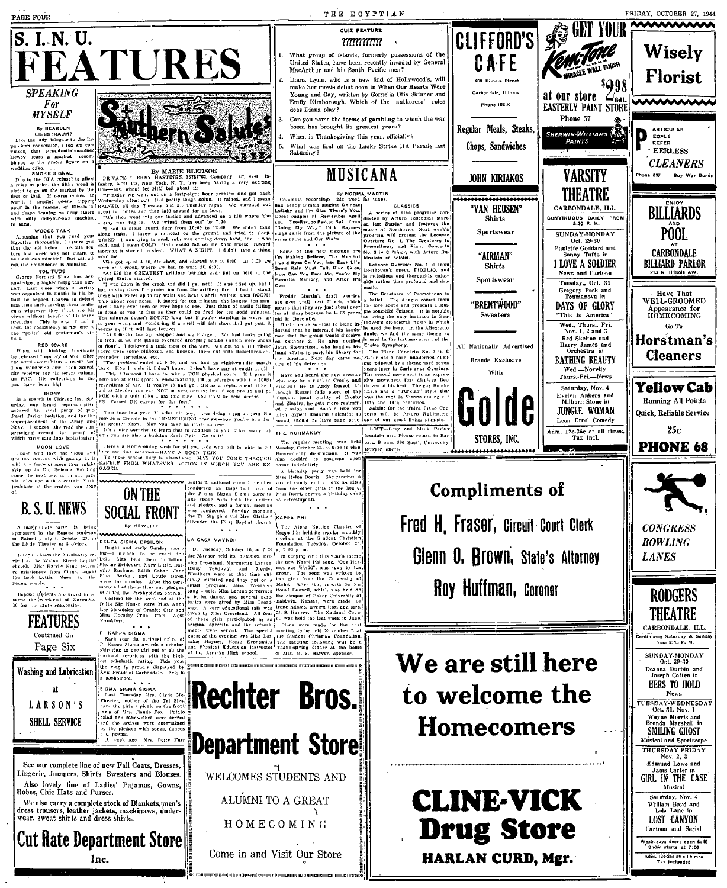# S. I. N. U. FEATURES

## SPEAKING For MYSELF

By BEARDEN LIEBSTRAUM?

Like the lady delegate to the Republican convention, I too am convinced that Presidential-nominee Dewey bears a marked resemblance to the groom figure on a wedding cake.

### SMOKE SIGNAL

Due to the OPA refusal to allow a raise in price, the filthy weed is slated to go off the market by the first of 1945. If worse comes to worst, I predict co-eds dipping snuff in the manner of Elizabeth and chaps leaning on drug stores with nifty roll-your-own machine in hand.

### WOODS TALK

Assuming that you read your Egyptian thoroughly, I assure you that the odd lower a certain feature last week was not meant to be malicious mischief. But will admit the coincidence is amusing.

### SOLITUDE

George Bernard Shaw has acknowledged a higher being than himself. Last week when a society was organized in Dublin in his behalf, he begged Heaven to defend him from such, leaving them to discuss whatever they think are his views without benefit of his interpretation. This is what I call a task, for consistency is not one of the "polite" old gentleman's virtues.

### RED SCARE

When will thinking Americans be relieved from cry of wolf when the word communism is used? And I am wondering how much Sokolsky received for his recent column on PAC. His criticisms in the past have been high.

### IRONY

In a speech in Chicago last Saturday, one famed representative accused her rival party of pre-Pearl Harbor isolation, and for the unpreparedness of the Army and Navy. I suggest she read the congressional record for proof of which party sanctions isolationism.

### MOON LOVE

Those who love the moon and are not content with gazing at it with the force of mere eyes, might ship on to Old Science Building come the next new moon and gaze via telescope with a certain Math professor at the craters you hear of.

## Southern Salutes

By MARIE BLEDSOE

PRIVATE J. ERBY HASTINGS, 36784763, Company "E", 424th Infantry, APO 443, New York, N. Y., has been having a very exciting time—but, whoa! let HIM tell about it:

"Tuesday we went out on a forty-eight hour problem and got back Wednesday afternoon. Had pretty tough going. It rained, and I mean RAINED, all day Tuesday and all Tuesday night. We marched out about ten miles and then laid around for an hour.

"We then went into our tactics and advanced on a hill where 'the enemy was dug in.' We 'wiped them out' by 7:30.

"I had to stand guard duty from 10:00 to 12:00. We didn't take along tents. I threw a raincoat on the ground and tried to sleep. TRIED. I was lying in mud, rain was coming down hard, and it was cold, and I mean COLD. Rain would fall on me, then freeze. Toward morning it started to sleet. WHAT A NIGHT. I didn't have a thing over me.

"We got up at 4:00, ate chow, and started out at 5:00. At 5:30 we were at a creek, where we had to wait till 6:00.

"At 5:50 the GREATEST artillery barrage ever put on here in the United States started.

"I was down in the creek and did I get wet! It was filled up, but I had to stay there for protection from the artillery fire. I had to stand there with water up to my waist and hear a shrill whistle, then BOOM! Talk about your noise. It lasted for ten minutes, the longest ten minutes I have ever seen or ever hope to see. Just think of shells falling in front of you as fast as they could be fired for ten solid minutes. Ten minutes doesn't SOUND long, but if you're standing in water up to your waist and wondering if a shell will fall short and get you, it seems as if it will last forever.

"At 6:00 the barrage stopped and we charged. We had tanks going in front of us, and planes overhead dropping bombs (which were sacks of flour). I followed a tank most of the way. We got to a hill where there were some pillboxes, and knocked them out with flamethrowers, grenades, torpedoes, etc.

"The problem ended at 9:30, and we had an eighteen-mile march back. How I made it, I don't know. I don't have any strength at all.

"This afternoon I have to take a POE physical exam. If I pass it here and at POE (port of embarkation), I'll go overseas with the 106th regardless of age. If you're 18 and go POE as a replacement (like I did at Meade) you can NOT be sent across; but if you are 18 and go POE with a unit (like I am this time) you CAN be sent across. . . . PS: Passed OK except for flat feet."

\* \* \* \* \* \* \*

This time last year, Muscles, old boy, I was doing a jig on your Bill role as a Greenie in the HOMECOMING preview—now you're in a far, far greater show. May you have as much success.

It's a nice surprise to learn that in addition to your other many talents you are also a budding Ernie Pyle. Go to it!

\* \* \* \* \* \* \*

Here's a Homecoming welcome for all you lads who will be able to get here for that occasion—HAVE A GOOD TIME.

To those whose duty is elsewhere: MAY YOU COME THROUGH SAFELY FROM WHATEVER ACTION IN WHICH YOU ARE ENGAGED.

## B. S. U. NEWS

A masquerade party is being sponsored by the Baptist students on Saturday night, October 28, in the Little Theater at 8 o'clock.

Tonight closes the Missionary revival at the Walnut Street Baptist church. Miss Harriet King, returned missionary from China, taught the book, Lottie Moon to the young people.

Baptist students are urged to reserve the week-end of November 10 for the state convention.

## FEATURES

Continued On

Page Six

## ON THE SOCIAL FRONT

By HEWLITT

### DELTA SIGMA EPSILON

Bright and early Sunday morning—4 o'clock, to be exact—the Delta Sigs held their initiation. Florine Schleuter, Mary Little, Dorothy Rushing, Edith Cahan, Jane Ellen Burkett and Lottie Owen were the initiates. After the ceremony all of the actives and pledges attended the Presbyterian church.

Visitors for the week-end at the Delta Sig House were Miss Ann Lee Mowdsley of Granite City and Miss Dorothy Crim from West Frankfort.

\* \* \*

### PI KAPPA SIGMA

Each year the national office of Pi Kappa Sigma awards a scholarship ring to one girl out of all the national sororities with the highest scholastic rating. This year the ring is proudly displayed by Avis Frank of Carbondale. Avis is a sophomore.

\* \* \*

### SIGMA SIGMA SIGMA

Last Thursday Mrs. Clyde McPheeter, mother of the Tri Sigs, gave the girls a picnic on the front lawn of Mrs. Claude Fox. Potato salad and sandwiches were served and the actives were entertained by the pledges with songs, dances and poems.

A week ago Mrs. Betty Furr Glathart, national council member conducted an inspection tour of the Sigma Sigma Sigma sorority. She spoke with both the actives and pledges and a formal meeting was conducted. Sunday morning the Tri Sig girls and Mrs. Glathart attended the First Baptist church.

### LA CASA MAYNOR

On Tuesday, October 16, at 7:30 the Maynor held its initiation. Doris Crossland, Marguerite Lanton, Daisy Treadway, and Mardys Weathers were at that time officially initiated and they put on a small program. Miss Weathers sang a solo, Miss Lanton performed a ballet dance, and several acrobatics were given by Miss Treadway. A very educational talk was given by Miss Crossland. All four of these girls participated in an original operetta and the refreshments were served. The special guest of the evening was Miss Lorraine Haynes, Home Economics and Physical Education instructor at the Attucks High school.

## QUIZ FEATURE

??????????

1. What group of islands, formerly possessions of the United States, have been recently invaded by General MacArthur and his South Pacific men?
2. Diana Lynn, who is a new find of Hollywood's, will make her movie debut soon in **When Our Hearts Were Young and Gay**, written by Cornelia Otis Skinner and Emily Kimborough. Which of the authoress' roles does Diana play?
3. Can you name the forms of gambling to which the war boom has brought its greatest years?
4. When is Thanksgiving this year, officially?
5. What was first on the Lucky Strike Hit Parade last Saturday?

## MUSICANA

By NORMA MARTIN

Columbia recordings this week for tunes and Ginny Simms singing Chinese Lullaby and I'm Glad There's You. Decca couples I'll Remember April and Too-Ra-Loo-Ra-Loo-Ral from "Going My Way." Dick Haymes sings Janie from the picture of the same name and Our Waltz.

\* \* \*

Some of the new waxings are I'm Making Believe, The Moment I Laid Eyes On You, Into Each Life Some Rain Must Fall, Blue Skies, How Can You Face Me, You're My Favorite Memory, and After It's Over.

\* \* \*

Freddy Martin's draft worries are over until next March, which means that they are just about over for all time because he is 38 years old in December.

Martin came so close to being inducted that he informed his bandsmen that the group would dissolve on October 2. He also notified Jerry Stewartson, who handles his band affairs to pack his library for the duration. Next day came notice of his deferment.

\* \* \*

Have you heard the new crooner who may be a rival to Crosby and Sinatra? He is Andy Russell. Although Russell falls short of the pleasant tonal quality of Crosby and Sinatra, he gets more restrained passion and sounds like you might expect Rudolph Valentino to sound, should he have sung popu-

### CLASSICS

A series of nine programs conducted by Arturo Toscanini started last Sunday and features the music of Beethoven. Next week's program will present the Leonore Overture No. 1, The Creatures of Prometheus, and Piano Concerto No. 3 in C Minor, with Arturo Rubinstein as soloist.

Leonore Overture No. 1 is from Beethoven's opera, FIDELIO, and is melodious and thoroughly enjoyable rather than profound and dramatic.

The Creatures of Prometheus is a ballet. The Adagio comes from the love scene and presents a simple song-like episode. It is notable as being the only instance in Beethoven's orchestral music in which he used the harp. In the Allegretto finale, we find the same theme as is used in the last movement of the Eroica Symphony.

The Piano Concerto No. 3 in C Minor has a bare, unadorned opening followed by a theme used seven years later in Coriolanus Overture. The second movement is an expressive movement that displays Beethoven at his best. The gay Rondo finale has a "Turkish" style that was the rage in Vienna during the 18th and 19th centuries.

Soloist for the Third Piano Concerto will be Arturo Rubinstein, one of our great living pianists.

### THE NORMANDY

The regular meeting was held Monday, October 23, at 6:30 to plan Homecoming decorations. It was also decided to postpone open house indefinitely.

A birthday party was held for Miss Helen Dorris. She received a box of candy and a book as gifts from the other girls at the house. Miss Dorris served a birthday cake as refreshments.

\* \* \*

### KAPPA PHI

The Alpha Epsilon Chapter of Kappa Phi held its regular monthly meeting at the Student Christian Foundation Tuesday, October 24, at 7:00 p. m.

In keeping with this year's theme the new Kappa Phi song, "One Harmonious World," was sung by the group. The song was written by two girls from the University of Idaho. After that reports on National Council, which was held on the campus of Baker University at Baldwin, Kansas, were made by Irene Adams, Evelyn Rex, and Mrs. M. S. Harvey. The National Council was held the last week in June.

Plans were made for the next meeting to be held November 7, at the Student Christian Foundation. The meeting following will be a Thanksgiving dinner at the home of Mrs. M. S. Harvey, sponsor.

LOST—Gray and black Parker fountain pen. Please return to Barbara Brown, 800 South University. Reward offered.

---

Washing and Lubrication

at

LARSON'S

SHELL SERVICE

---

See our complete line of new Fall Coats, Dresses, Lingerie, Jumpers, Shirts, Sweaters and Blouses.

Also lovely line of Ladies' Pajamas, Gowns, Robes, Chic Hats and Purses.

We also carry a complete stock of Blankets, men's dress trousers, leather jackets, mackinaws, underwear, sweat shirts and dress shirts.

**Cut Rate Department Store**

Inc.

---

**Rechter Bros. Department Store**

WELCOMES STUDENTS AND ALUMNI TO A GREAT HOMECOMING

Come in and Visit Our Store

---

**CLIFFORD'S CAFE**

408 Illinois Street

Carbondale, Illinois

Phone 156-X

Regular Meals, Steaks, Chops, Sandwiches

JOHN KIRIAKOS

---

"VAN HEUSEN" Shirts

Sportswear

"AIRMAN" Shirts

Sportswear

"BRENTWOOD" Sweaters

All Nationally Advertised Brands Exclusive With

**Golde STORES, INC.**

---

GET YOUR Kem-Tone MIRACLE WALL FINISH

$2.98 GAL.

at our store

EASTERLY PAINT STORE

Phone 57

SHERWIN-WILLIAMS PAINTS

---

**VARSITY THEATRE**

CARBONDALE, ILL.

CONTINUOUS DAILY FROM 2:30 P. M.

SUNDAY-MONDAY Oct. 29-30
Paulette Goddard and Sonny Tufts in
I LOVE A SOLDIER
News and Cartoon

Tuesday, Oct. 31
Gregory Peck and Toumanova in
DAYS OF GLORY
"This Is America"

Wed., Thurs., Fri. Nov. 1, 2 and 3
Red Skelton and Harry James and Orchestra in
BATHING BEAUTY
Wed.—Novelty
Thurs.-Fri.—News

Saturday, Nov. 4
Evelyn Ankers and Milburn Stone in
JUNGLE WOMAN
Leon Errol Comedy

Adm. 12c-36c at all times. Tax Incl.

---

**Wisely Florist**

---

PARTICULAR PEOPLE PREFER PEERLESS CLEANERS

Phone 637 Buy War Bonds

---

ENJOY BILLIARDS AND POOL AT CARBONDALE BILLIARD PARLOR

213 N. Illinois Ave.

---

Have That WELL-GROOMED Appearance for HOMECOMING

Go To

**Horstman's Cleaners**

---

**Yellow Cab**

Running All Points

Quick, Reliable Service

25c

**PHONE 68**

---

Compliments of

**Fred H. Fraser**, Circuit Court Clerk

**Glenn O. Brown**, State's Attorney

**Roy Huffman**, Coroner

---

We are still here to welcome the Homecomers

**CLINE-VICK Drug Store**

HARLAN CURD, Mgr.

---

CONGRESS BOWLING LANES

---

**RODGERS THEATRE**

CARBONDALE, ILL.

Continuous Saturday & Sunday from 2:15 P. M.

SUNDAY-MONDAY Oct. 29-30
Deanna Durbin and Joseph Cotten in
HERS TO HOLD
News

TUESDAY-WEDNESDAY Oct. 31, Nov. 1
Wayne Morris and Brenda Marshall in
SMILING GHOST
Musical and Sportscope

THURSDAY-FRIDAY Nov. 2, 3
Edmund Lowe and Janis Carter in
GIRL IN THE CASE
Musical

Saturday, Nov. 4
William Boyd and Lola Lane in
LOST CANYON
Cartoon and Serial

Week days doors open 6:45 Show starts at 7:00

Adm. 12c-25c at all times Tax Included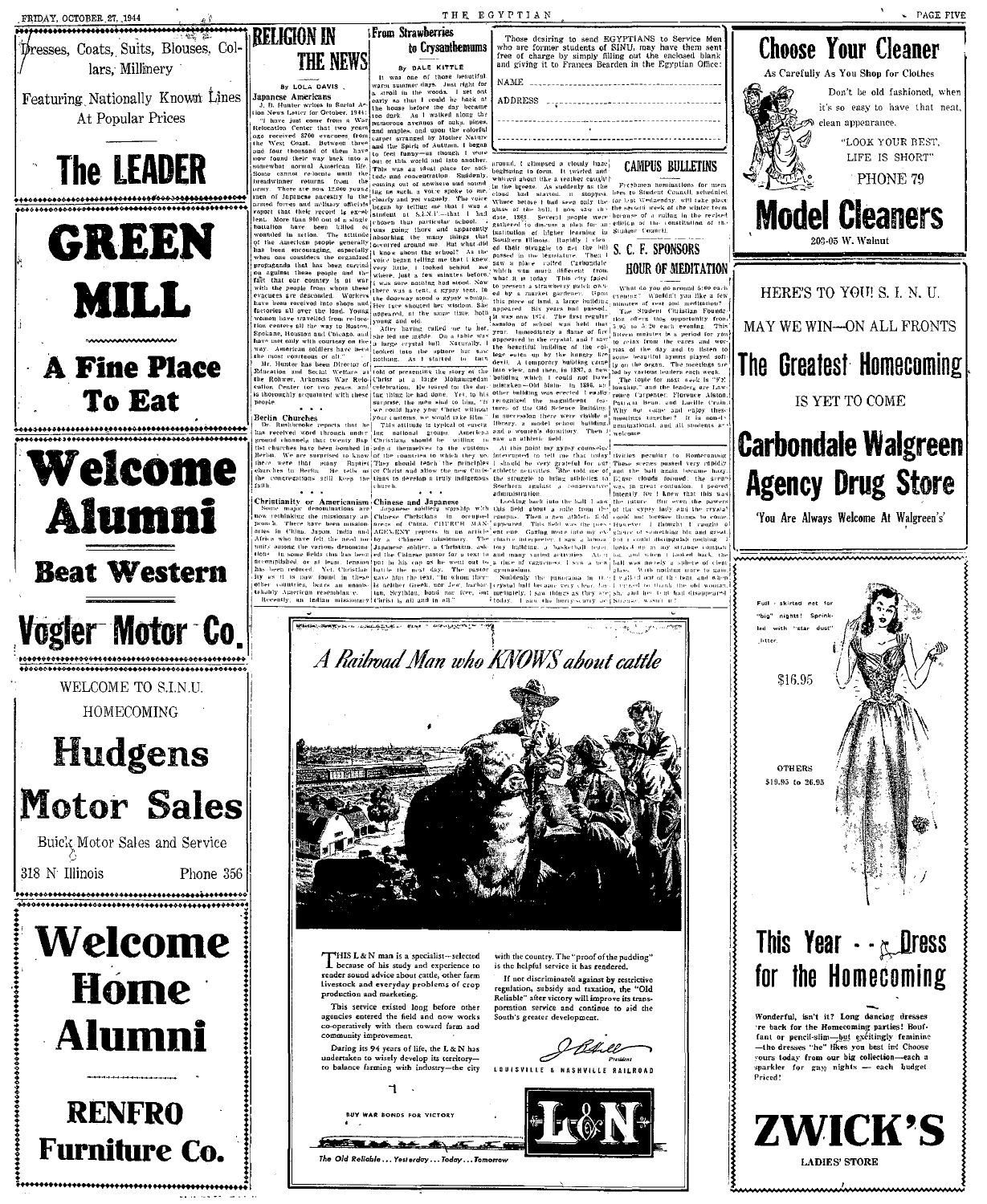Dresses, Coats, Suits, Blouses, Collars, Millinery

Featuring Nationally Known Lines At Popular Prices

**The LEADER**

---

# GREEN MILL

**A Fine Place To Eat**

---

# Welcome Alumni

**Beat Western**

**Vogler Motor Co.**

---

WELCOME TO S.I.N.U. HOMECOMING

# Hudgens Motor Sales

Buick Motor Sales and Service

318 N Illinois Phone 356

---

# Welcome Home Alumni

**RENFRO Furniture Co.**

---

## RELIGION IN THE NEWS

By LOLA DAVIS

### Japanese Americans

J. B. Hunter writes in Social Action News Letter for October, 1944: "I have just come from a War Relocation Center that two years ago received 8700 evacuees from the West Coast. Between three and four thousand of them have now found their way back into a somewhat normal American life. Some cannot relocate until the breadwinner returns from the army. There are now 12,000 young men of Japanese ancestry in the armed forces and military officials report that their record is excellent. More than 900 out of a single battalion have been killed or wounded in action. The attitude of the American people generally has been encouraging, especially when one considers the organized propaganda that has been carried on against these people and the fact that our country is at war with the people from whom these evacuees are descended. Workers have been received into shops and factories all over the land. Young women have travelled from relocation centers all the way to Boston, Spokane, Houston and Chicago, and have met only with courtesy on the way. American soldiers have been the most courteous of all."

Mr. Hunter has been Director of Education and Social Welfare at the Rohwer, Arkansas War Relocation Center for two years, and is thoroughly acquainted with these people.

\* \* \*

### Berlin Churches

Dr. Rushbrooke reports that he has received word through underground channels that twenty Baptist churches have been bombed in Berlin. We are surprised to know there were that many Baptist churches in Berlin. He tells us the congregations still keep the faith.

\* \* \*

### Christianity or Americanism

Some major denominations are now rethinking the missionary approach. There have been missionaries in China, Japan, India and Africa who have felt the need for unity among the various denominations. In some fields this has been accomplished or at least tentatively been realized. Yet Christianity as it is now found in these other countries, bears an unmistakably American resemblance.

Recently, an Indian missionary told of presenting the story of the Christ at a large Mohammedan celebration. He toured for the day, and after he had done it, to his surprise, the man said to him, "If we could have your Christ without your customs, we would take Him."

This attitude is typical of emerging national groups. American Christians should be willing to adapt themselves to the customs of the countries to which they go. They should teach the principles of Christ and allow the new Christians to develop a truly indigenous church.

\* \* \*

### Chinese and Japanese

Japanese soldiers worship with Chinese Christians in occupied areas of China. CHURCH MANAGEMENT reports in an article by a Chinese missionary. The Japanese soldier, a Christian, asked the Chinese pastor for a text to put in his cap as he went out to battle the next day. The pastor gave him the text, "In whom there is neither Greek nor Jew, barbarian, Scythian, bond nor free, but Christ is all and in all."

---

## From Strawberries to Crysanthemums

By DALE KITTLE

It was one of those beautiful warm summer days, just right for a stroll in the woods. I set out early so that I could be back at the house before the day became too dark. As I walked along the numerous avenues of oaks, pines, and maples, and upon the colorful carpet arranged by Mother Nature and the Spirit of Autumn, I began to feel funny—as though I were out of this world and into another. This was an ideal place for solitude and concentration. Suddenly, coming out of nowhere and sounding as such, a voice spoke to me clearly and yet vaguely. The voice began by telling me that I was a student at S.I.N.U.—that I had chosen that particular school. I was going there and apparently absorbing the many things that occurred around me. But what did I know about the school? As the voice began telling me that I knew very little, I looked behind me and, just a few minutes before, I was sure nothing had stood. Now there was a tent, a gypsy tent. In the doorway stood a gypsy woman. Her face showed her wisdom. She appeared, at the same time, both young and old.

After having called me to her, she led me inside. On a table was a large crystal ball. Naturally, I looked into the sphere but saw nothing. As I started to turn around, I glimpsed a cloudy haze beginning to form. It twirled and whirled about like a feather caught in the breeze. As suddenly as the cloud had started, it stopped. Where before I had seen only the glass of the ball, I now saw the date, 1869. Several people were gathered to discuss a plan for an institution of higher learning in Southern Illinois. Rapidly I viewed their struggle to get the bill passed in the legislature. Then I saw a place called Carbondale which was much different from what it is today. This city failed to present a strawberry patch owned by a market gardener. Upon this piece of land, a large building appeared. Six years had passed. It was now 1874. The first regular session of school was held that year. Immediately a flame of fire appeared in the crystal, and I saw the beautiful building of the college eaten up by the hungry fire devil. A temporary building came into view and then, in 1887, a new building which I could not have mistaken—Old Main. In 1896, another building was erected. I easily recognized the magnificent features of the Old Science Building. In succession there were visible a library, a model school building, and a women's dormitory. Then I saw an athletic field.

At this point my gypsy counselor interrupted to tell me that today I should be very grateful for our athletic activities. She told me of the struggle to bring athletics to Southern against a conservative administration.

Looking back into the ball I saw this field about a mile from the campus. Then a new athletic field appeared. This field was the present one. Gazing more into my crystal, I interpreted. I saw a homely building, a basketball team, and many varied activities. All in a time of vagueness I saw a new gymnasium.

Suddenly the panorama in the crystal ball became very clear, for, I saw things as they are today. I saw the hurry-scurry activities peculiar to Homecoming. Those scenes passed very rapidly and the ball again became hazy. Dense clouds formed; the scene was in great confusion. I peered intently for I knew that this was the future. But even the powers of the gypsy lady and the crystal could not foresee things to come. However, I thought I caught a glance of something big and great, but I could distinguish nothing. I looked up at my strange companion, and when I looked back, the ball was merely a sphere of clear glass. With nothing more to gain, I walked out of the tent and when I turned to thank the old woman, she and her tent had disappeared. Strange, wasn't it?

---

Those desiring to send EGYPTIANS to Service Men who are former students of SINU, may have them sent free of charge by simply filling out the enclosed blank and giving it to Frances Bearden in the Egyptian Office:

NAME ____________________

ADDRESS ____________________

---

## CAMPUS BULLETINS

Freshmen nominations for members to Student Council, scheduled for last Wednesday, will take place the second week of the winter term because of a ruling in the revised edition of the constitution of the Student Council.

---

## S. C. F. SPONSORS HOUR OF MEDITATION

What do you do around 5:00 each evening? Wouldn't you like a few minutes of rest and meditation?

The Student Christian Foundation offers this opportunity from 5:05 to 5:20 each evening. This fifteen minutes is a period for you to relax from the cares and worries of the day and to listen to some beautiful hymns played softly on the organ. The meetings are led by various leaders each week.

The leaders for next week in "Fellowship" and the leaders are Lawrence Carpenter, Florence Alston, Patricia Bean and Lucille Crain. Why not come and enjoy these moments together? It is non-denominational, and all students are welcome.

---

# A Railroad Man who KNOWS about cattle

THIS L & N man is a specialist—selected because of his study and experience to render sound advice about cattle, other farm livestock and everyday problems of crop production and marketing.

This service existed long before other agencies entered the field and now works co-operatively with them toward farm and community improvement.

During its 94 years of life, the L & N has undertaken to wisely develop its territory—to balance farming with industry—the city with the country. The "proof of the pudding" is the helpful service it has rendered.

If not discriminated against by restrictive regulations, subsidy and taxation, the "Old Reliable" after victory will improve its transportation service and continue to aid the South's greater development.

President

LOUISVILLE & NASHVILLE RAILROAD

BUY WAR BONDS FOR VICTORY

L&N

*The Old Reliable ... Yesterday ... Today ... Tomorrow*

---

# Choose Your Cleaner

As Carefully As You Shop for Clothes

Don't be old fashioned, when it's so easy to have that neat, clean appearance.

"LOOK YOUR BEST, LIFE IS SHORT"

PHONE 79

# Model Cleaners

203-05 W. Walnut

---

HERE'S TO YOU! S. I. N. U.

MAY WE WIN—ON ALL FRONTS

# The Greatest Homecoming

IS YET TO COME

# Carbondale Walgreen Agency Drug Store

'You Are Always Welcome At Walgreen's'

---

Full - skirted net for "big" nights! Sprinkled with "star dust" glitter.

$16.95

OTHERS $10.95 to 26.95

# This Year - - Dress for the Homecoming

Wonderful, isn't it? Long dancing dresses 're back for the Homecoming parties! Bouffant or pencil-slim—but excitingly feminine—the dresses "he" likes you best in! Choose yours today from our big collection—each a sparkler for gay nights — each budget Priced!

# ZWICK'S

LADIES' STORE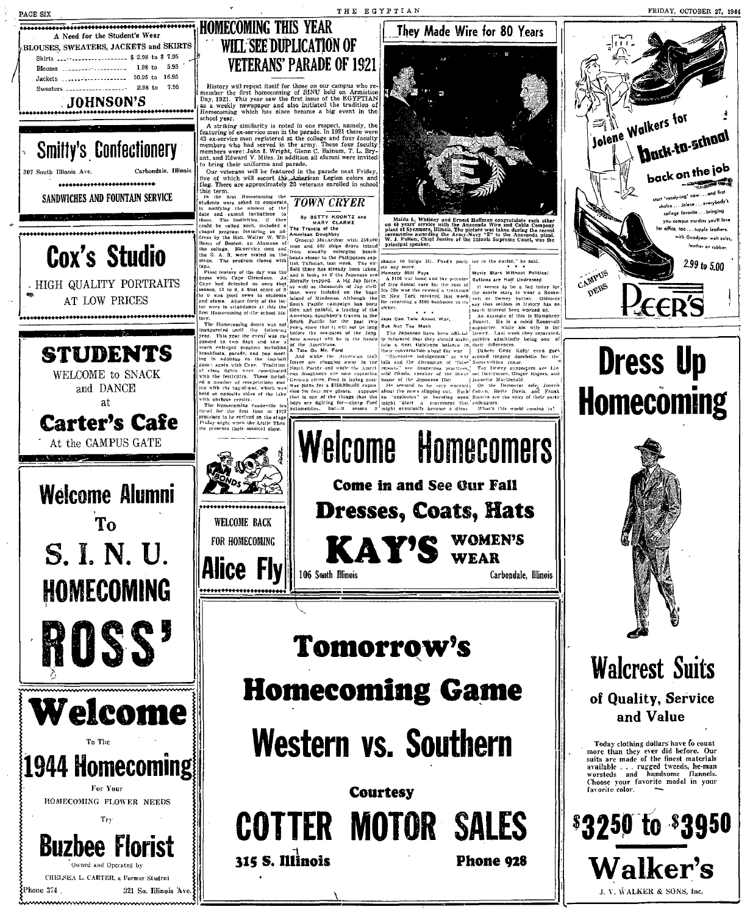A Need for the Student's Wear

BLOUSES, SWEATERS, JACKETS and SKIRTS

| | |
|---|---|
| Skirts | $ 2.98 to $ 7.95 |
| Blouses | 1.98 to 5.95 |
| Jackets | 10.95 to 16.95 |
| Sweaters | 2.98 to 7.95 |

**JOHNSON'S**

---

## Smitty's Confectionery

307 South Illinois Ave. Carbondale, Illinois

SANDWICHES AND FOUNTAIN SERVICE

---

## Cox's Studio

HIGH QUALITY PORTRAITS AT LOW PRICES

---

## STUDENTS

WELCOME to SNACK and DANCE at

## Carter's Cafe

At the CAMPUS GATE

---

## Welcome Alumni To S. I. N. U. HOMECOMING

# ROSS'

---

# Welcome

To The

## 1944 Homecoming

For Your HOMECOMING FLOWER NEEDS

Try

## Buzbee Florist

Owned and Operated by CHELSEA L. CARTER, a Former Student

Phone 374 321 So. Illinois Ave.

---

# HOMECOMING THIS YEAR WILL SEE DUPLICATION OF VETERANS' PARADE OF 1921

History will repeat itself for those on our campus who remember the first homecoming of SINU held on Armistice Day, 1921. This year saw the first issue of the EGYPTIAN as a weekly newspaper and also initiated the tradition of Homecoming which has since become a big event in the school year.

A striking similarity is noted in one respect, namely, the featuring of ex-service men in the parade. In 1921 there were 43 ex-service men registered at the college and four faculty members who had served in the army. These four faculty members were: John I. Wright, Glenn C. Bainum, T. L. Bryant, and Edward V. Miles. In addition all alumni were invited to bring their uniforms and parade.

Our veterans will be featured in the parade next Friday, five of which will escort the American Legion colors and flag. There are approximately 20 veterans enrolled in school this term.

In the first Homecoming the students were asked to cooperate in notifying the alumni of the date and extend invitations to them. The festivities, if they could be called such, included a chapel program featuring an address by the Hon. Walter W. Williams of Benton, an Alumnus of the college. Ex-service men and the G. A. R. were seated on the stage. The program closed with taps.

Final feature of the day was the game with Cape Girardeau. As Cape had defeated us once that season, 12 to 0, a final score of 0 to 0 was good news to students and alums. About forty of the latter were in attendance at this the first Homecoming of the school history.

The Homecoming dance was not inaugurated until the following year. This year the event was expanded to two days and saw a much enlarged program including breakfasts, parade, and pep meeting in addition to the football game again with Cape. Traditional class fights were coordinated with the festivities. These included a number of competitions ending with the tug-of-war, which was held on opposite sides of the lake with obvious results.

The Homecoming vaudeville featured for the first time in 1922 promises to be revived on the stage Friday night when the Little Theatre presents their musical show.

---

WELCOME BACK FOR HOMECOMING

## Alice Fly

---

## They Made Wire for 80 Years

Maida L. Whitney and Ernest Hoffman congratulate each other on 40 years' service with the Anaconda Wire and Cable Company plant at Sycamore, Illinois. The picture was taken during the recent ceremonies awarding the Army-Navy "E" to the Anaconda plant. W. J. Fulton, Chief Justice of the Illinois Supreme Court, was the principal speaker.

---

## *TOWN CRYER*

By BETTY KOONTZ and MARY CLARKE

**The Travels of the American Doughboy**

General MacArthur with 250,000 men and 600 ships drove inland from steadily enlarging beachheads closer to the Philippines capital, Tulsolan, last week. The airfield there has already been taken, and it looks as if the Japanese are literally trapped. A big Jap force, as well as thousands of Jap civilians, were isolated on the huge island of Mindanao. Although the South Pacific campaign has been slow and painful, a tracing of the American doughboy's travels in the South Pacific for the past two years, show that it will not be long before the sea-gates of the Japanese arsenal will be in the hands of the Americans.

**A Tale On Mr. Ford**

And while the American task forces are plugging away in the South Pacific and while the American doughboys are now capturing German cities, Ford is laying postwar plans for a $150,000,000 expansion for four new plants. Supposedly that is one of the things that the boys are fighting for—cheap Ford automobiles, but—it seems a shame to bulge Mr. Ford's pockets any more.

\* \* \*

**Honesty Still Pays**

A $100 war bond and the promise of free dental care for the rest of his life was the reward a trainman in New York received last week for returning a $500 banknote to its owner.

\* \* \*

**Japs Can Talk About War, But Not Too Much**

The Japanese have been officially informed that they should maintain a neat tightrope balance in their conversation about the war. "Excessive indulgence" in war talk and the discussion of "false" reports" are dangerous practices, said Okada, speaker of the lower house of the Japanese Diet. He seemed to be very worried about the news slipping out. Such an "explosion" or bursting open might "start a movement that might eventually become a disaster to the nation," he said.

\* \* \*

**Movie Stars Without Political Buttons are Half Undressed**

It seems to be a fad today for the movie stars to wear a Roosevelt or Dewey button. Oldsters say that seldom in history has so much interest been worked up.

As example of this is Humphrey Bogart. He is a rabid Roosevelt supporter, while his wife is for Dewey. Last week they separated, politics admittedly being one of their differences.

Dancer Gene Kelly even goes around ringing doorbells for the Roosevelt cause.

Top Dewey supporters are Lionel Barrymore, Ginger Rogers, and Jeanette MacDonald.

On the Democrat side, Joseph Cotton, Bette Davis, and Frank Sinatra are the envy of their party colleagues.

What's this world coming to!

---

# Welcome Homecomers

Come in and See Our Fall

## Dresses, Coats, Hats

# KAY'S WOMEN'S WEAR

106 South Illinois Carbondale, Illinois

---

# Tomorrow's Homecoming Game

# Western vs. Southern

Courtesy

# COTTER MOTOR SALES

315 S. Illinois Phone 928

---

Jolene Walkers for back-to-school back on the job

start "ready-ing" now . . . and first choice . . . Jolene . . . everybody's college favorite . . . bringing you campus sturdies you'll love for office, too . . . supple leathers, with Goodyear welt soles, leather or rubber.

CAMPUS DEBS

2.99 to 5.00

PEER'S

---

# Dress Up Homecoming

## Walcrest Suits

of Quality, Service and Value

Today clothing dollars have to count more than they ever did before. Our suits are made of the finest materials available . . . rugged tweeds, he-man worsteds and handsome flannels. Choose your favorite model in your favorite color.

$32.50 to $39.50

## Walker's

J. V. WALKER & SONS, Inc.